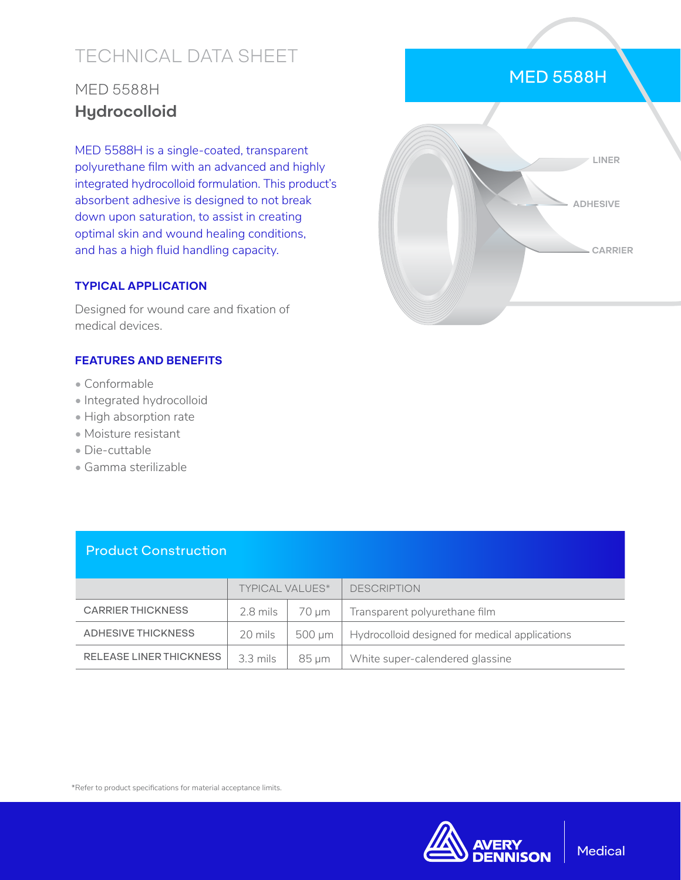# TECHNICAL DATA SHEET

## MED 5588H
## Hydrocolloid

MED 5588H is a single-coated, transparent polyurethane film with an advanced and highly integrated hydrocolloid formulation. This product's absorbent adhesive is designed to not break down upon saturation, to assist in creating optimal skin and wound healing conditions, and has a high fluid handling capacity.

### TYPICAL APPLICATION

Designed for wound care and fixation of medical devices.

### FEATURES AND BENEFITS

- Conformable
- Integrated hydrocolloid
- High absorption rate
- Moisture resistant
- Die-cuttable
- Gamma sterilizable

MED 5588H

LINER

ADHESIVE

CARRIER

## Product Construction

| | TYPICAL VALUES* | | DESCRIPTION |
|---|---|---|---|
| CARRIER THICKNESS | 2.8 mils | 70 µm | Transparent polyurethane film |
| ADHESIVE THICKNESS | 20 mils | 500 µm | Hydrocolloid designed for medical applications |
| RELEASE LINER THICKNESS | 3.3 mils | 85 µm | White super-calendered glassine |

*Refer to product specifications for material acceptance limits.

AVERY DENNISON | Medical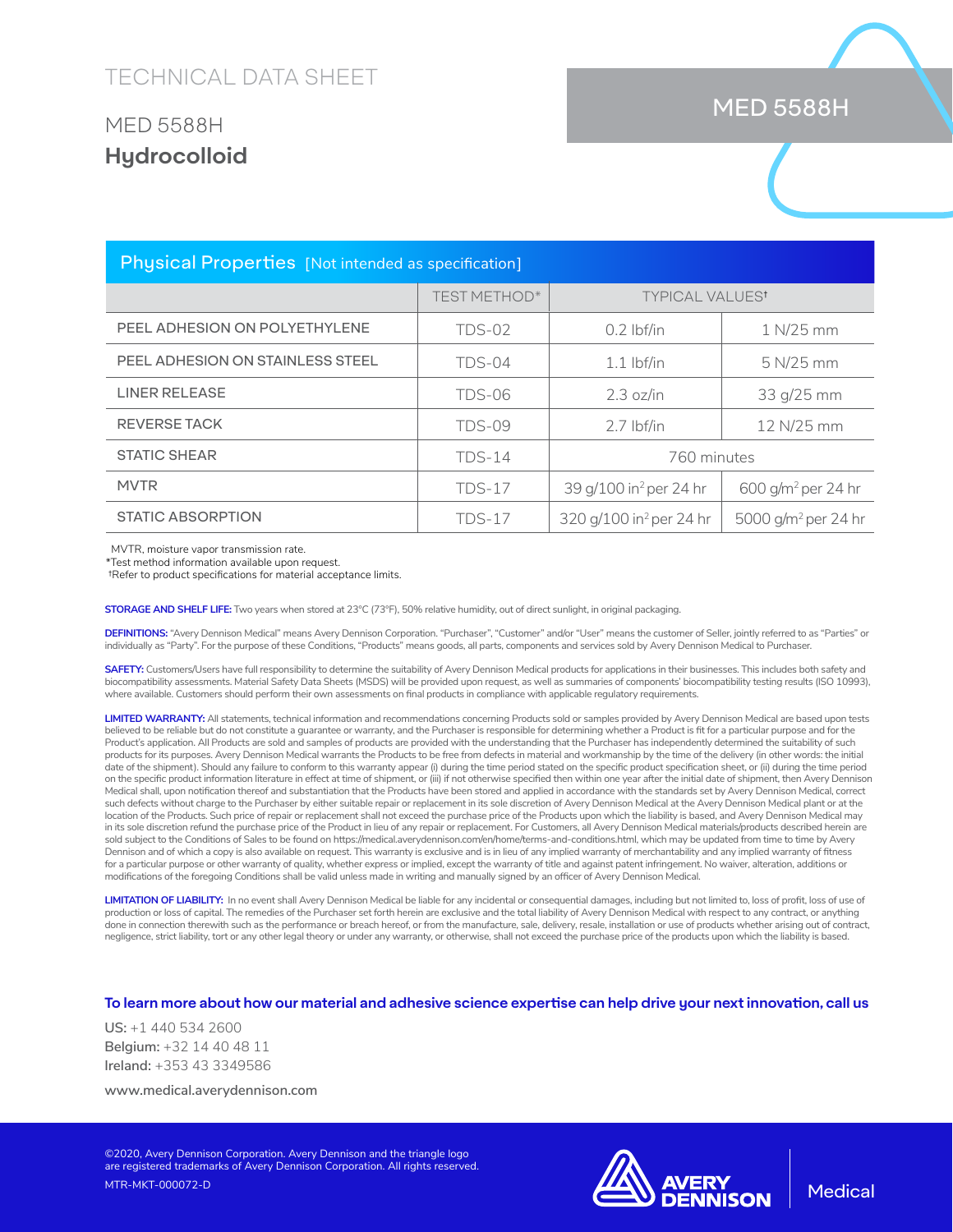# TECHNICAL DATA SHEET

## MED 5588H

## Hydrocolloid

MED 5588H

## Physical Properties [Not intended as specification]

| | TEST METHOD* | TYPICAL VALUES† | |
|---|---|---|---|
| PEEL ADHESION ON POLYETHYLENE | TDS-02 | 0.2 lbf/in | 1 N/25 mm |
| PEEL ADHESION ON STAINLESS STEEL | TDS-04 | 1.1 lbf/in | 5 N/25 mm |
| LINER RELEASE | TDS-06 | 2.3 oz/in | 33 g/25 mm |
| REVERSE TACK | TDS-09 | 2.7 lbf/in | 12 N/25 mm |
| STATIC SHEAR | TDS-14 | 760 minutes | |
| MVTR | TDS-17 | 39 g/100 $in^2$ per 24 hr | 600 $g/m^2$ per 24 hr |
| STATIC ABSORPTION | TDS-17 | 320 g/100 $in^2$ per 24 hr | 5000 $g/m^2$ per 24 hr |

MVTR, moisture vapor transmission rate.
*Test method information available upon request.
†Refer to product specifications for material acceptance limits.

**STORAGE AND SHELF LIFE:** Two years when stored at 23°C (73°F), 50% relative humidity, out of direct sunlight, in original packaging.

**DEFINITIONS:** "Avery Dennison Medical" means Avery Dennison Corporation. "Purchaser", "Customer" and/or "User" means the customer of Seller, jointly referred to as "Parties" or individually as "Party". For the purpose of these Conditions, "Products" means goods, all parts, components and services sold by Avery Dennison Medical to Purchaser.

**SAFETY:** Customers/Users have full responsibility to determine the suitability of Avery Dennison Medical products for applications in their businesses. This includes both safety and biocompatibility assessments. Material Safety Data Sheets (MSDS) will be provided upon request, as well as summaries of components' biocompatibility testing results (ISO 10993), where available. Customers should perform their own assessments on final products in compliance with applicable regulatory requirements.

**LIMITED WARRANTY:** All statements, technical information and recommendations concerning Products sold or samples provided by Avery Dennison Medical are based upon tests believed to be reliable but do not constitute a guarantee or warranty, and the Purchaser is responsible for determining whether a Product is fit for a particular purpose and for the Product's application. All Products are sold and samples of products are provided with the understanding that the Purchaser has independently determined the suitability of such products for its purposes. Avery Dennison Medical warrants the Products to be free from defects in material and workmanship by the time of the delivery (in other words: the initial date of the shipment). Should any failure to conform to this warranty appear (i) during the time period stated on the specific product specification sheet, or (ii) during the time period on the specific product information literature in effect at time of shipment, or (iii) if not otherwise specified then within one year after the initial date of shipment, then Avery Dennison Medical shall, upon notification thereof and substantiation that the Products have been stored and applied in accordance with the standards set by Avery Dennison Medical, correct such defects without charge to the Purchaser by either suitable repair or replacement in its sole discretion of Avery Dennison Medical at the Avery Dennison Medical plant or at the location of the Products. Such price of repair or replacement shall not exceed the purchase price of the Products upon which the liability is based, and Avery Dennison Medical may in its sole discretion refund the purchase price of the Product in lieu of any repair or replacement. For Customers, all Avery Dennison Medical materials/products described herein are sold subject to the Conditions of Sales to be found on https://medical.averydennison.com/en/home/terms-and-conditions.html, which may be updated from time to time by Avery Dennison and of which a copy is also available on request. This warranty is exclusive and is in lieu of any implied warranty of merchantability and any implied warranty of fitness for a particular purpose or other warranty of quality, whether express or implied, except the warranty of title and against patent infringement. No waiver, alteration, additions or modifications of the foregoing Conditions shall be valid unless made in writing and manually signed by an officer of Avery Dennison Medical.

**LIMITATION OF LIABILITY:** In no event shall Avery Dennison Medical be liable for any incidental or consequential damages, including but not limited to, loss of profit, loss of use of production or loss of capital. The remedies of the Purchaser set forth herein are exclusive and the total liability of Avery Dennison Medical with respect to any contract, or anything done in connection therewith such as the performance or breach hereof, or from the manufacture, sale, delivery, resale, installation or use of products whether arising out of contract, negligence, strict liability, tort or any other legal theory or under any warranty, or otherwise, shall not exceed the purchase price of the products upon which the liability is based.

**To learn more about how our material and adhesive science expertise can help drive your next innovation, call us**

**US:** +1 440 534 2600
**Belgium:** +32 14 40 48 11
**Ireland:** +353 43 3349586

**www.medical.averydennison.com**

©2020, Avery Dennison Corporation. Avery Dennison and the triangle logo are registered trademarks of Avery Dennison Corporation. All rights reserved.

MTR-MKT-000072-D

AVERY DENNISON Medical